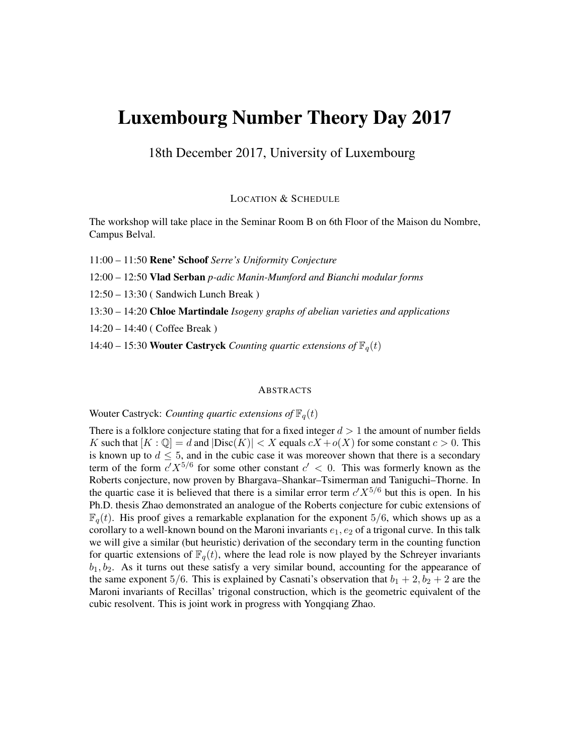# Luxembourg Number Theory Day 2017

18th December 2017, University of Luxembourg

## LOCATION & SCHEDULE

The workshop will take place in the Seminar Room B on 6th Floor of the Maison du Nombre, Campus Belval.

11:00 – 11:50 **Rene' Schoof** *Serre's Uniformity Conjecture*

12:00 – 12:50 **Vlad Serban** *p-adic Manin-Mumford and Bianchi modular forms*

12:50 – 13:30 ( Sandwich Lunch Break )

13:30 – 14:20 **Chloe Martindale** *Isogeny graphs of abelian varieties and applications*

14:20 – 14:40 ( Coffee Break )

14:40 – 15:30 **Wouter Castryck** *Counting quartic extensions of* $\mathbb{F}_q(t)$

## ABSTRACTS

Wouter Castryck: *Counting quartic extensions of* $\mathbb{F}_q(t)$

There is a folklore conjecture stating that for a fixed integer $d > 1$ the amount of number fields $K$ such that $[K : \mathbb{Q}] = d$ and $|\text{Disc}(K)| < X$ equals $cX + o(X)$ for some constant $c > 0$. This is known up to $d \leq 5$, and in the cubic case it was moreover shown that there is a secondary term of the form $c'X^{5/6}$ for some other constant $c' < 0$. This was formerly known as the Roberts conjecture, now proven by Bhargava–Shankar–Tsimerman and Taniguchi–Thorne. In the quartic case it is believed that there is a similar error term $c'X^{5/6}$ but this is open. In his Ph.D. thesis Zhao demonstrated an analogue of the Roberts conjecture for cubic extensions of $\mathbb{F}_q(t)$. His proof gives a remarkable explanation for the exponent $5/6$, which shows up as a corollary to a well-known bound on the Maroni invariants $e_1, e_2$ of a trigonal curve. In this talk we will give a similar (but heuristic) derivation of the secondary term in the counting function for quartic extensions of $\mathbb{F}_q(t)$, where the lead role is now played by the Schreyer invariants $b_1, b_2$. As it turns out these satisfy a very similar bound, accounting for the appearance of the same exponent $5/6$. This is explained by Casnati's observation that $b_1 + 2, b_2 + 2$ are the Maroni invariants of Recillas' trigonal construction, which is the geometric equivalent of the cubic resolvent. This is joint work in progress with Yongqiang Zhao.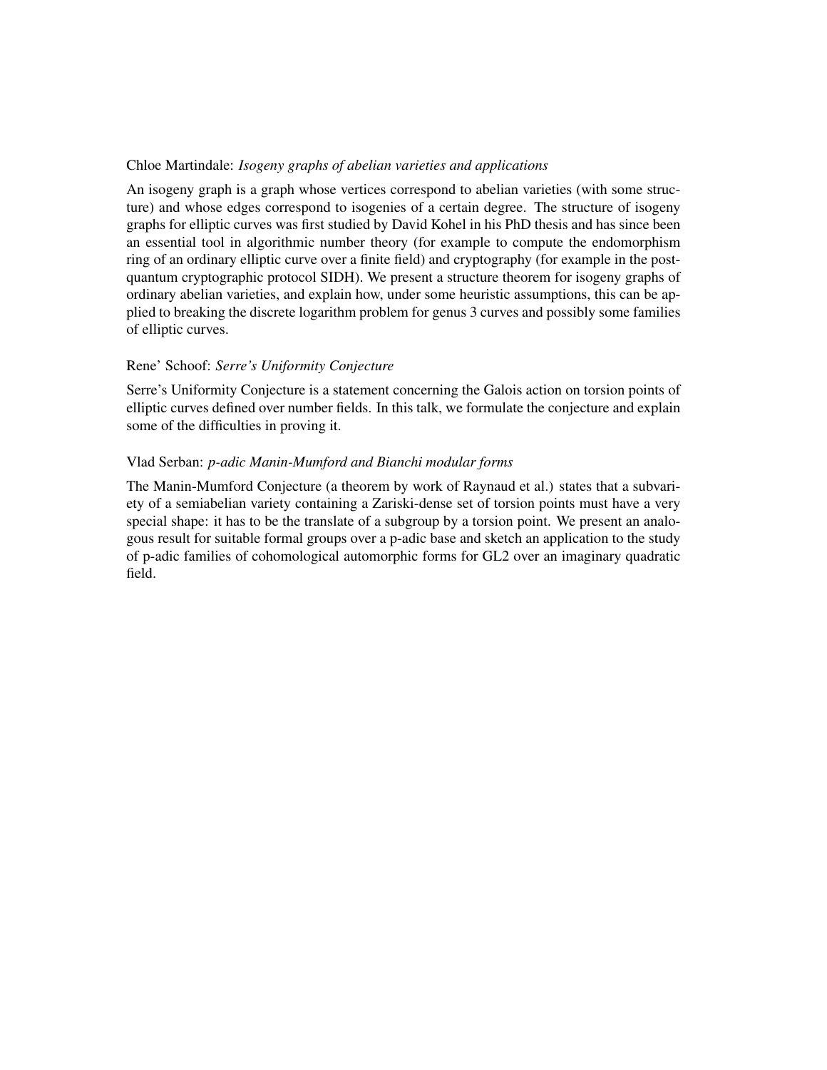Chloe Martindale: *Isogeny graphs of abelian varieties and applications*

An isogeny graph is a graph whose vertices correspond to abelian varieties (with some structure) and whose edges correspond to isogenies of a certain degree. The structure of isogeny graphs for elliptic curves was first studied by David Kohel in his PhD thesis and has since been an essential tool in algorithmic number theory (for example to compute the endomorphism ring of an ordinary elliptic curve over a finite field) and cryptography (for example in the post-quantum cryptographic protocol SIDH). We present a structure theorem for isogeny graphs of ordinary abelian varieties, and explain how, under some heuristic assumptions, this can be applied to breaking the discrete logarithm problem for genus 3 curves and possibly some families of elliptic curves.

Rene' Schoof: *Serre's Uniformity Conjecture*

Serre's Uniformity Conjecture is a statement concerning the Galois action on torsion points of elliptic curves defined over number fields. In this talk, we formulate the conjecture and explain some of the difficulties in proving it.

Vlad Serban: *p-adic Manin-Mumford and Bianchi modular forms*

The Manin-Mumford Conjecture (a theorem by work of Raynaud et al.) states that a subvariety of a semiabelian variety containing a Zariski-dense set of torsion points must have a very special shape: it has to be the translate of a subgroup by a torsion point. We present an analogous result for suitable formal groups over a p-adic base and sketch an application to the study of p-adic families of cohomological automorphic forms for GL2 over an imaginary quadratic field.